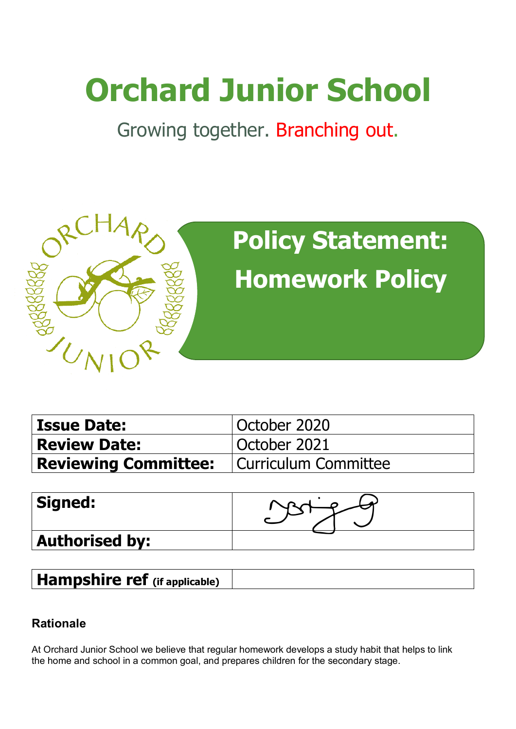# Orchard Junior School

Growing together. Branching out.

## Policy Statement: Homework Policy

| Issue Date: | October 2020 |
|---|---|
| Review Date: | October 2021 |
| Reviewing Committee: | Curriculum Committee |

| Signed: | |
|---|---|
| Authorised by: | |

| Hampshire ref (if applicable) | |
|---|---|

### Rationale

At Orchard Junior School we believe that regular homework develops a study habit that helps to link the home and school in a common goal, and prepares children for the secondary stage.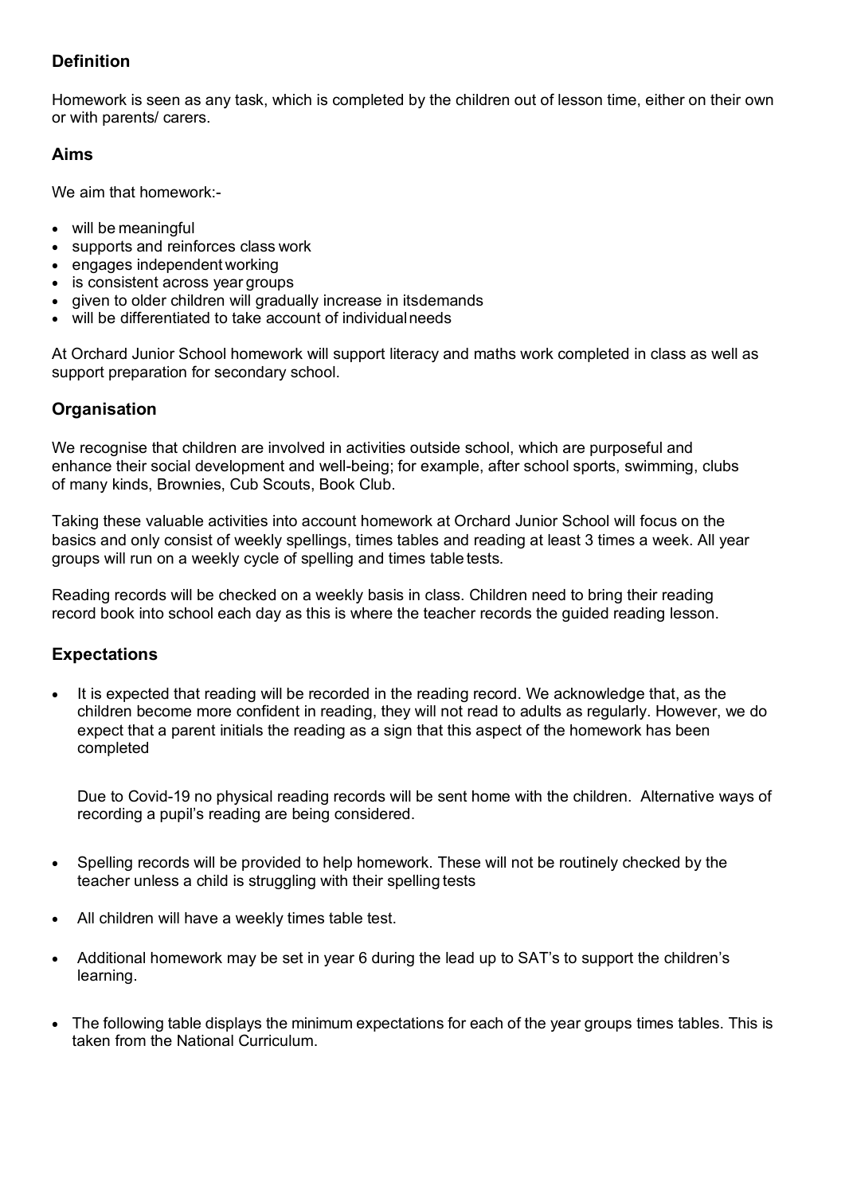## Definition

Homework is seen as any task, which is completed by the children out of lesson time, either on their own or with parents/ carers.

## Aims

We aim that homework:-

- will be meaningful
- supports and reinforces class work
- engages independent working
- is consistent across year groups
- given to older children will gradually increase in itsdemands
- will be differentiated to take account of individualneeds

At Orchard Junior School homework will support literacy and maths work completed in class as well as support preparation for secondary school.

## Organisation

We recognise that children are involved in activities outside school, which are purposeful and enhance their social development and well-being; for example, after school sports, swimming, clubs of many kinds, Brownies, Cub Scouts, Book Club.

Taking these valuable activities into account homework at Orchard Junior School will focus on the basics and only consist of weekly spellings, times tables and reading at least 3 times a week. All year groups will run on a weekly cycle of spelling and times table tests.

Reading records will be checked on a weekly basis in class. Children need to bring their reading record book into school each day as this is where the teacher records the guided reading lesson.

## Expectations

- It is expected that reading will be recorded in the reading record. We acknowledge that, as the children become more confident in reading, they will not read to adults as regularly. However, we do expect that a parent initials the reading as a sign that this aspect of the homework has been completed

  Due to Covid-19 no physical reading records will be sent home with the children. Alternative ways of recording a pupil's reading are being considered.

- Spelling records will be provided to help homework. These will not be routinely checked by the teacher unless a child is struggling with their spelling tests
- All children will have a weekly times table test.
- Additional homework may be set in year 6 during the lead up to SAT's to support the children's learning.
- The following table displays the minimum expectations for each of the year groups times tables. This is taken from the National Curriculum.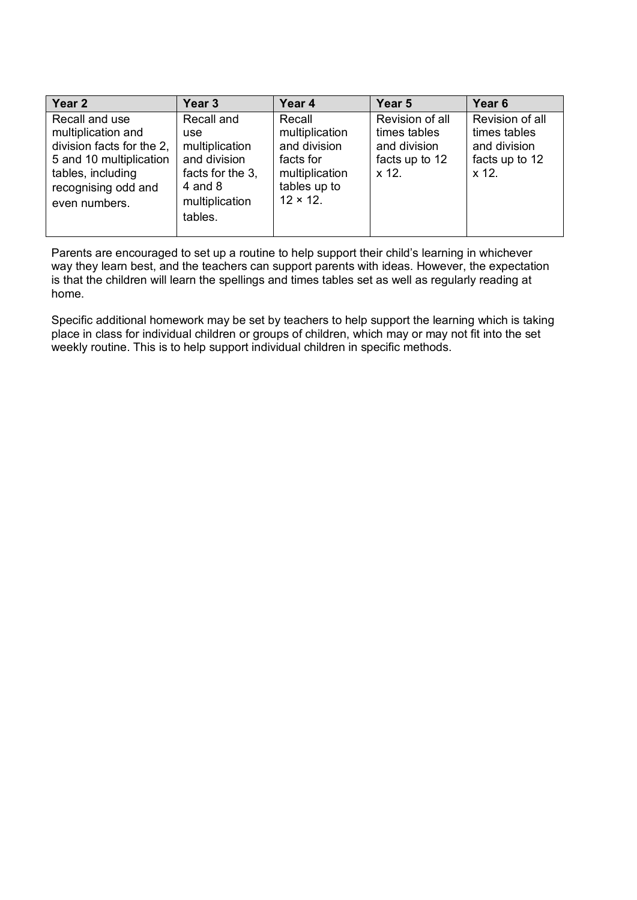| Year 2 | Year 3 | Year 4 | Year 5 | Year 6 |
| --- | --- | --- | --- | --- |
| Recall and use multiplication and division facts for the 2, 5 and 10 multiplication tables, including recognising odd and even numbers. | Recall and use multiplication and division facts for the 3, 4 and 8 multiplication tables. | Recall multiplication and division facts for multiplication tables up to 12 × 12. | Revision of all times tables and division facts up to 12 x 12. | Revision of all times tables and division facts up to 12 x 12. |

Parents are encouraged to set up a routine to help support their child's learning in whichever way they learn best, and the teachers can support parents with ideas. However, the expectation is that the children will learn the spellings and times tables set as well as regularly reading at home.

Specific additional homework may be set by teachers to help support the learning which is taking place in class for individual children or groups of children, which may or may not fit into the set weekly routine. This is to help support individual children in specific methods.